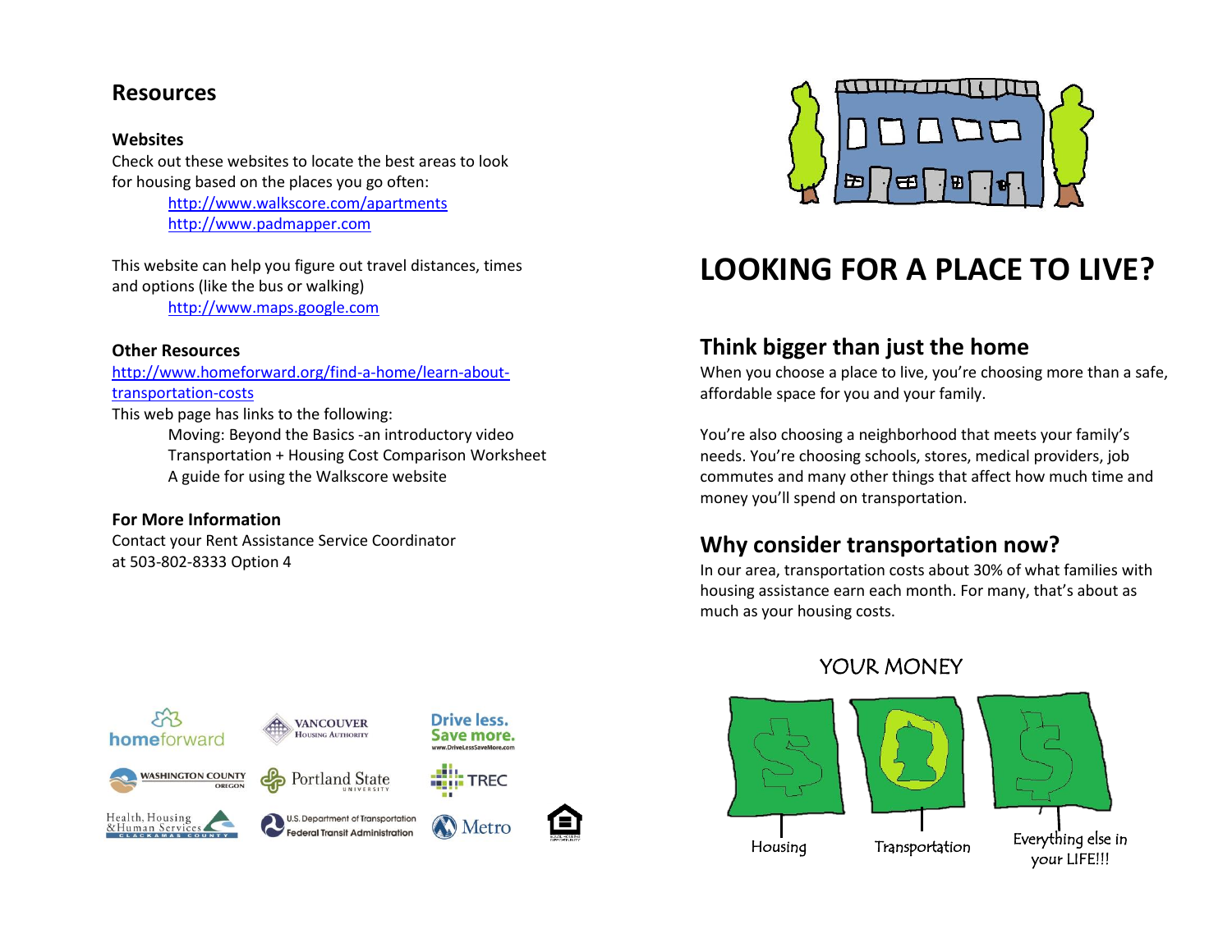## Resources

### Websites

Check out these websites to locate the best areas to look for housing based on the places you go often:

- http://www.walkscore.com/apartments
- http://www.padmapper.com

This website can help you figure out travel distances, times and options (like the bus or walking)

- http://www.maps.google.com

### Other Resources

http://www.homeforward.org/find-a-home/learn-about-transportation-costs

This web page has links to the following:

- Moving: Beyond the Basics -an introductory video
- Transportation + Housing Cost Comparison Worksheet
- A guide for using the Walkscore website

### For More Information

Contact your Rent Assistance Service Coordinator at 503-802-8333 Option 4

# LOOKING FOR A PLACE TO LIVE?

## Think bigger than just the home

When you choose a place to live, you're choosing more than a safe, affordable space for you and your family.

You're also choosing a neighborhood that meets your family's needs. You're choosing schools, stores, medical providers, job commutes and many other things that affect how much time and money you'll spend on transportation.

## Why consider transportation now?

In our area, transportation costs about 30% of what families with housing assistance earn each month. For many, that's about as much as your housing costs.

YOUR MONEY

Housing | Transportation | Everything else in your LIFE!!!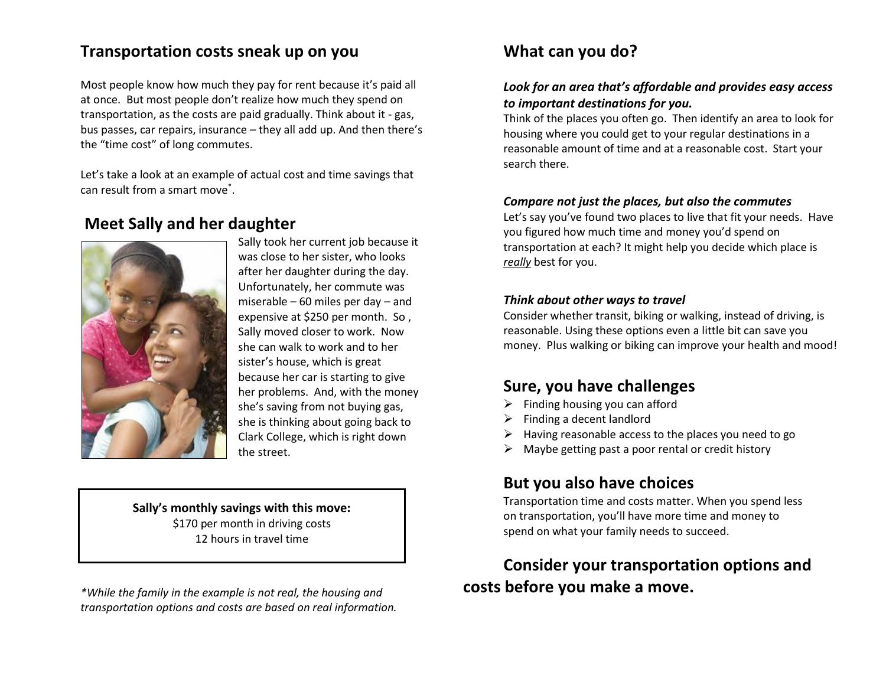## Transportation costs sneak up on you

Most people know how much they pay for rent because it's paid all at once. But most people don't realize how much they spend on transportation, as the costs are paid gradually. Think about it - gas, bus passes, car repairs, insurance – they all add up. And then there's the "time cost" of long commutes.

Let's take a look at an example of actual cost and time savings that can result from a smart move*.

## Meet Sally and her daughter

Sally took her current job because it was close to her sister, who looks after her daughter during the day. Unfortunately, her commute was miserable – 60 miles per day – and expensive at $250 per month. So , Sally moved closer to work. Now she can walk to work and to her sister's house, which is great because her car is starting to give her problems. And, with the money she's saving from not buying gas, she is thinking about going back to Clark College, which is right down the street.

**Sally's monthly savings with this move:**
$170 per month in driving costs
12 hours in travel time

*\*While the family in the example is not real, the housing and transportation options and costs are based on real information.*

## What can you do?

***Look for an area that's affordable and provides easy access to important destinations for you.***
Think of the places you often go. Then identify an area to look for housing where you could get to your regular destinations in a reasonable amount of time and at a reasonable cost. Start your search there.

***Compare not just the places, but also the commutes***
Let's say you've found two places to live that fit your needs. Have you figured how much time and money you'd spend on transportation at each? It might help you decide which place is *really* best for you.

***Think about other ways to travel***
Consider whether transit, biking or walking, instead of driving, is reasonable. Using these options even a little bit can save you money. Plus walking or biking can improve your health and mood!

## Sure, you have challenges

- Finding housing you can afford
- Finding a decent landlord
- Having reasonable access to the places you need to go
- Maybe getting past a poor rental or credit history

## But you also have choices

Transportation time and costs matter. When you spend less on transportation, you'll have more time and money to spend on what your family needs to succeed.

**Consider your transportation options and costs before you make a move.**